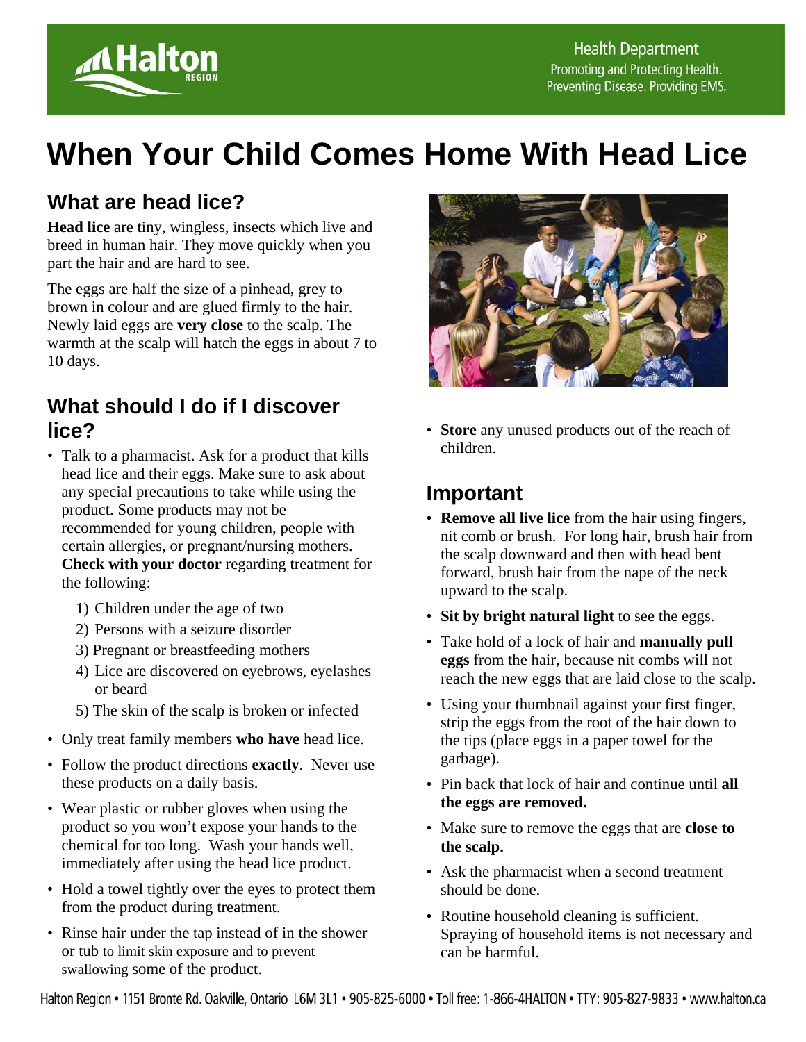Health Department
Promoting and Protecting Health. Preventing Disease. Providing EMS.

# When Your Child Comes Home With Head Lice

## What are head lice?

**Head lice** are tiny, wingless, insects which live and breed in human hair. They move quickly when you part the hair and are hard to see.

The eggs are half the size of a pinhead, grey to brown in colour and are glued firmly to the hair. Newly laid eggs are **very close** to the scalp. The warmth at the scalp will hatch the eggs in about 7 to 10 days.

## What should I do if I discover lice?

- Talk to a pharmacist. Ask for a product that kills head lice and their eggs. Make sure to ask about any special precautions to take while using the product. Some products may not be recommended for young children, people with certain allergies, or pregnant/nursing mothers. **Check with your doctor** regarding treatment for the following:
  1) Children under the age of two
  2) Persons with a seizure disorder
  3) Pregnant or breastfeeding mothers
  4) Lice are discovered on eyebrows, eyelashes or beard
  5) The skin of the scalp is broken or infected
- Only treat family members **who have** head lice.
- Follow the product directions **exactly**. Never use these products on a daily basis.
- Wear plastic or rubber gloves when using the product so you won't expose your hands to the chemical for too long. Wash your hands well, immediately after using the head lice product.
- Hold a towel tightly over the eyes to protect them from the product during treatment.
- Rinse hair under the tap instead of in the shower or tub to limit skin exposure and to prevent swallowing some of the product.
- **Store** any unused products out of the reach of children.

## Important

- **Remove all live lice** from the hair using fingers, nit comb or brush. For long hair, brush hair from the scalp downward and then with head bent forward, brush hair from the nape of the neck upward to the scalp.
- **Sit by bright natural light** to see the eggs.
- Take hold of a lock of hair and **manually pull eggs** from the hair, because nit combs will not reach the new eggs that are laid close to the scalp.
- Using your thumbnail against your first finger, strip the eggs from the root of the hair down to the tips (place eggs in a paper towel for the garbage).
- Pin back that lock of hair and continue until **all the eggs are removed.**
- Make sure to remove the eggs that are **close to the scalp.**
- Ask the pharmacist when a second treatment should be done.
- Routine household cleaning is sufficient. Spraying of household items is not necessary and can be harmful.

Halton Region • 1151 Bronte Rd. Oakville, Ontario L6M 3L1 • 905-825-6000 • Toll free: 1-866-4HALTON • TTY: 905-827-9833 • www.halton.ca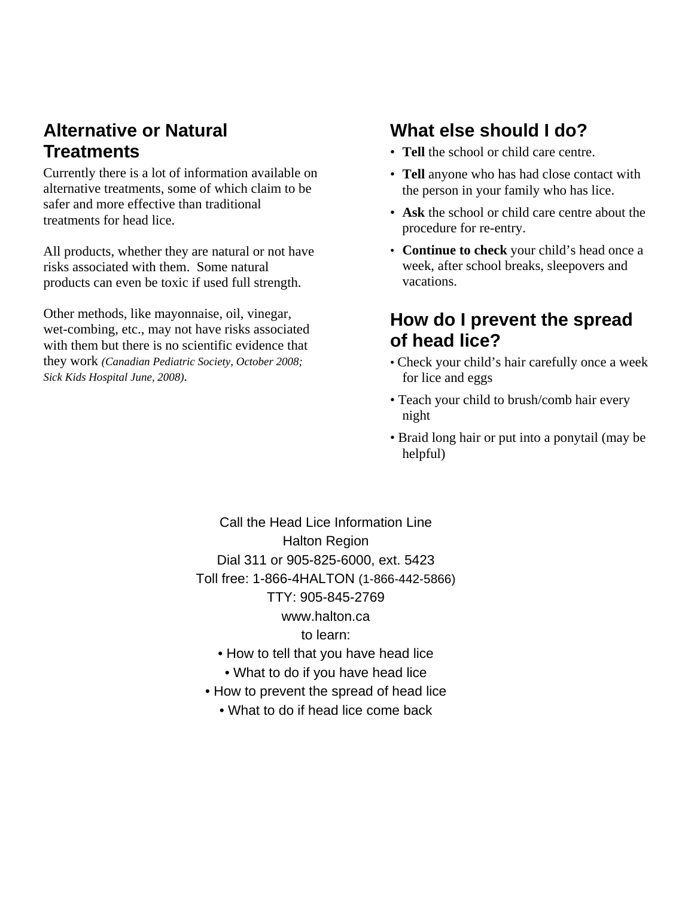## Alternative or Natural Treatments

Currently there is a lot of information available on alternative treatments, some of which claim to be safer and more effective than traditional treatments for head lice.

All products, whether they are natural or not have risks associated with them. Some natural products can even be toxic if used full strength.

Other methods, like mayonnaise, oil, vinegar, wet-combing, etc., may not have risks associated with them but there is no scientific evidence that they work *(Canadian Pediatric Society, October 2008; Sick Kids Hospital June, 2008)*.

## What else should I do?

- **Tell** the school or child care centre.
- **Tell** anyone who has had close contact with the person in your family who has lice.
- **Ask** the school or child care centre about the procedure for re-entry.
- **Continue to check** your child's head once a week, after school breaks, sleepovers and vacations.

## How do I prevent the spread of head lice?

- Check your child's hair carefully once a week for lice and eggs
- Teach your child to brush/comb hair every night
- Braid long hair or put into a ponytail (may be helpful)

Call the Head Lice Information Line
Halton Region
Dial 311 or 905-825-6000, ext. 5423
Toll free: 1-866-4HALTON (1-866-442-5866)
TTY: 905-845-2769
www.halton.ca
to learn:

- How to tell that you have head lice
- What to do if you have head lice
- How to prevent the spread of head lice
- What to do if head lice come back